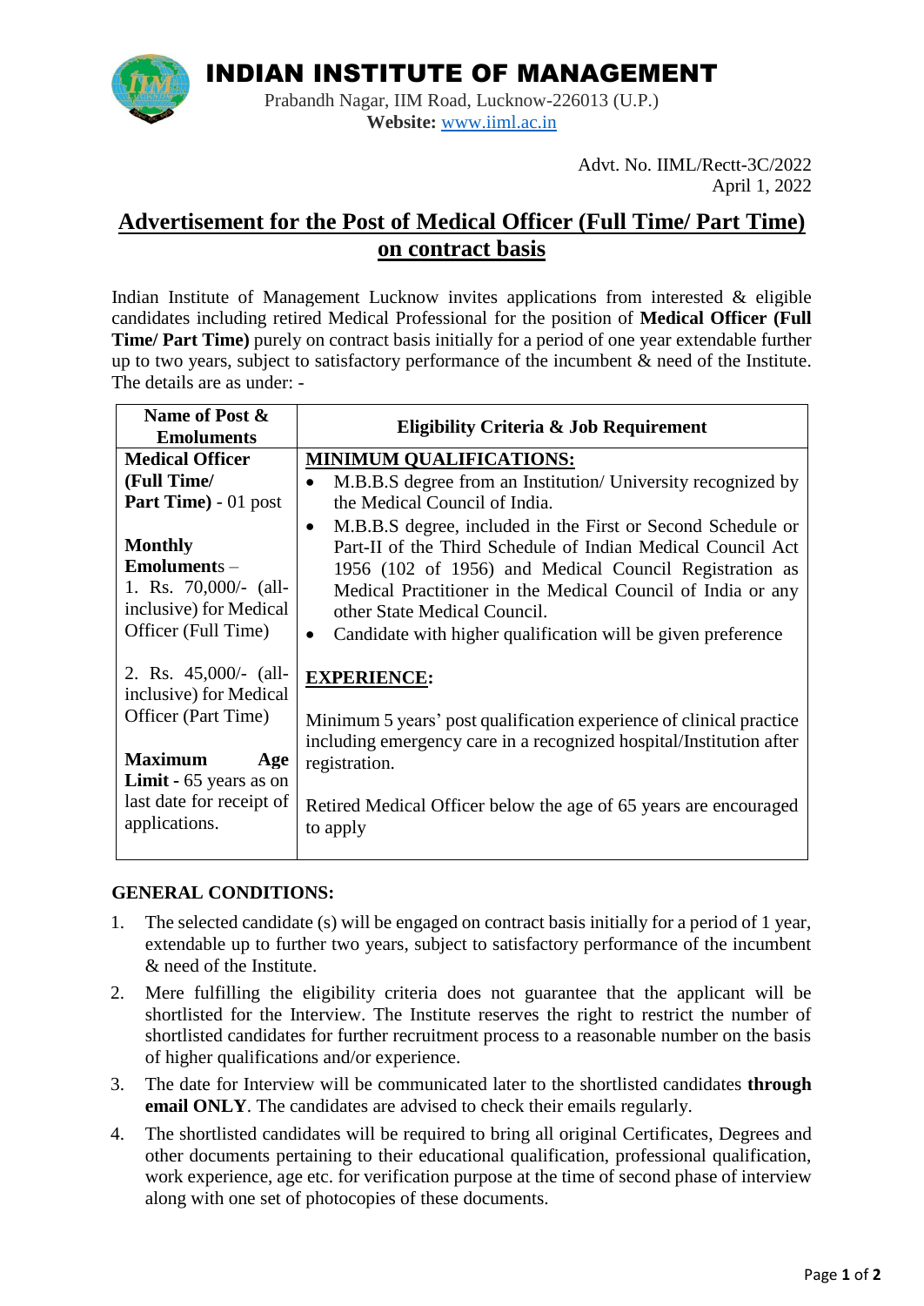# INDIAN INSTITUTE OF MANAGEMENT

Prabandh Nagar, IIM Road, Lucknow-226013 (U.P.)
**Website:** www.iiml.ac.in

Advt. No. IIML/Rectt-3C/2022
April 1, 2022

## Advertisement for the Post of Medical Officer (Full Time/ Part Time) on contract basis

Indian Institute of Management Lucknow invites applications from interested & eligible candidates including retired Medical Professional for the position of **Medical Officer (Full Time/ Part Time)** purely on contract basis initially for a period of one year extendable further up to two years, subject to satisfactory performance of the incumbent & need of the Institute. The details are as under: -

| Name of Post & Emoluments | Eligibility Criteria & Job Requirement |
|---|---|
| **Medical Officer (Full Time/ Part Time)** - 01 post<br><br>**Monthly Emoluments** –<br>1. Rs. 70,000/- (all-inclusive) for Medical Officer (Full Time)<br><br>2. Rs. 45,000/- (all-inclusive) for Medical Officer (Part Time)<br><br>**Maximum Age Limit -** 65 years as on last date for receipt of applications. | **MINIMUM QUALIFICATIONS:**<br>• M.B.B.S degree from an Institution/ University recognized by the Medical Council of India.<br>• M.B.B.S degree, included in the First or Second Schedule or Part-II of the Third Schedule of Indian Medical Council Act 1956 (102 of 1956) and Medical Council Registration as Medical Practitioner in the Medical Council of India or any other State Medical Council.<br>• Candidate with higher qualification will be given preference<br><br>**EXPERIENCE:**<br><br>Minimum 5 years' post qualification experience of clinical practice including emergency care in a recognized hospital/Institution after registration.<br><br>Retired Medical Officer below the age of 65 years are encouraged to apply |

**GENERAL CONDITIONS:**

1. The selected candidate (s) will be engaged on contract basis initially for a period of 1 year, extendable up to further two years, subject to satisfactory performance of the incumbent & need of the Institute.
2. Mere fulfilling the eligibility criteria does not guarantee that the applicant will be shortlisted for the Interview. The Institute reserves the right to restrict the number of shortlisted candidates for further recruitment process to a reasonable number on the basis of higher qualifications and/or experience.
3. The date for Interview will be communicated later to the shortlisted candidates **through email ONLY**. The candidates are advised to check their emails regularly.
4. The shortlisted candidates will be required to bring all original Certificates, Degrees and other documents pertaining to their educational qualification, professional qualification, work experience, age etc. for verification purpose at the time of second phase of interview along with one set of photocopies of these documents.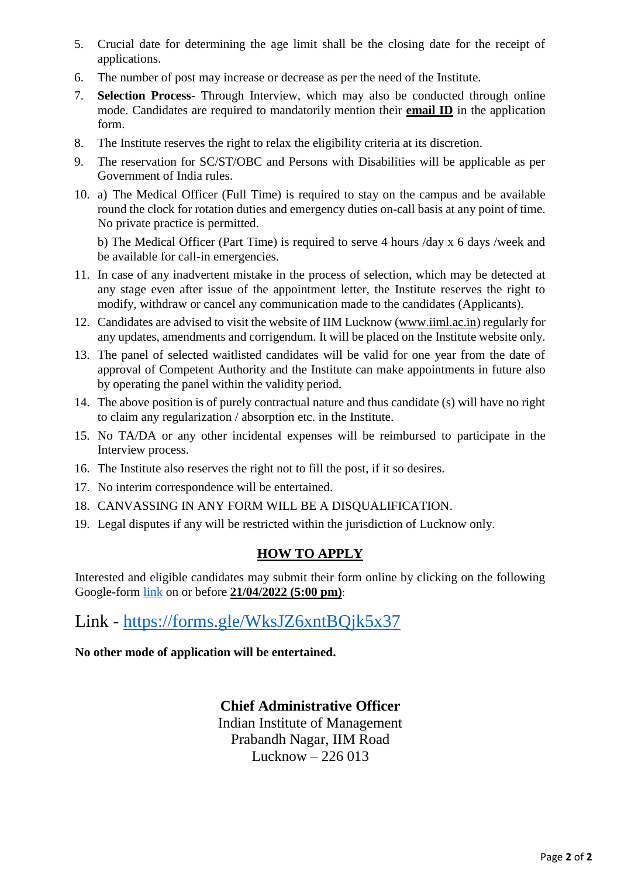5. Crucial date for determining the age limit shall be the closing date for the receipt of applications.
6. The number of post may increase or decrease as per the need of the Institute.
7. **Selection Process**- Through Interview, which may also be conducted through online mode. Candidates are required to mandatorily mention their **email ID** in the application form.
8. The Institute reserves the right to relax the eligibility criteria at its discretion.
9. The reservation for SC/ST/OBC and Persons with Disabilities will be applicable as per Government of India rules.
10. a) The Medical Officer (Full Time) is required to stay on the campus and be available round the clock for rotation duties and emergency duties on-call basis at any point of time. No private practice is permitted.

    b) The Medical Officer (Part Time) is required to serve 4 hours /day x 6 days /week and be available for call-in emergencies.
11. In case of any inadvertent mistake in the process of selection, which may be detected at any stage even after issue of the appointment letter, the Institute reserves the right to modify, withdraw or cancel any communication made to the candidates (Applicants).
12. Candidates are advised to visit the website of IIM Lucknow (www.iiml.ac.in) regularly for any updates, amendments and corrigendum. It will be placed on the Institute website only.
13. The panel of selected waitlisted candidates will be valid for one year from the date of approval of Competent Authority and the Institute can make appointments in future also by operating the panel within the validity period.
14. The above position is of purely contractual nature and thus candidate (s) will have no right to claim any regularization / absorption etc. in the Institute.
15. No TA/DA or any other incidental expenses will be reimbursed to participate in the Interview process.
16. The Institute also reserves the right not to fill the post, if it so desires.
17. No interim correspondence will be entertained.
18. CANVASSING IN ANY FORM WILL BE A DISQUALIFICATION.
19. Legal disputes if any will be restricted within the jurisdiction of Lucknow only.

## HOW TO APPLY

Interested and eligible candidates may submit their form online by clicking on the following Google-form link on or before **21/04/2022 (5:00 pm)**:

Link - https://forms.gle/WksJZ6xntBQjk5x37

**No other mode of application will be entertained.**

**Chief Administrative Officer**
Indian Institute of Management
Prabandh Nagar, IIM Road
Lucknow – 226 013